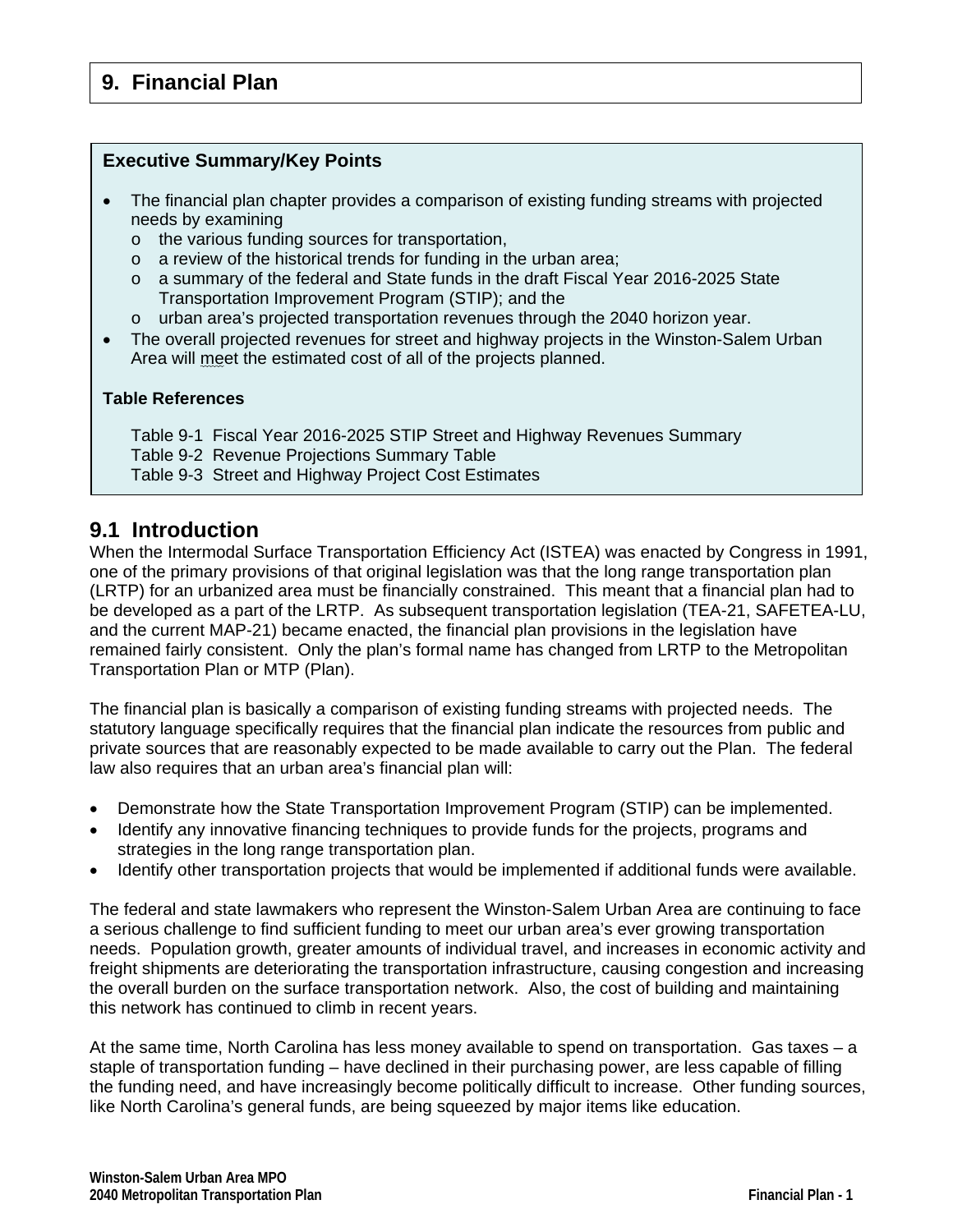# 9. Financial Plan

**Executive Summary/Key Points**

- The financial plan chapter provides a comparison of existing funding streams with projected needs by examining
  - the various funding sources for transportation,
  - a review of the historical trends for funding in the urban area;
  - a summary of the federal and State funds in the draft Fiscal Year 2016-2025 State Transportation Improvement Program (STIP); and the
  - urban area's projected transportation revenues through the 2040 horizon year.
- The overall projected revenues for street and highway projects in the Winston-Salem Urban Area will meet the estimated cost of all of the projects planned.

**Table References**

Table 9-1 Fiscal Year 2016-2025 STIP Street and Highway Revenues Summary
Table 9-2 Revenue Projections Summary Table
Table 9-3 Street and Highway Project Cost Estimates

## 9.1 Introduction

When the Intermodal Surface Transportation Efficiency Act (ISTEA) was enacted by Congress in 1991, one of the primary provisions of that original legislation was that the long range transportation plan (LRTP) for an urbanized area must be financially constrained. This meant that a financial plan had to be developed as a part of the LRTP. As subsequent transportation legislation (TEA-21, SAFETEA-LU, and the current MAP-21) became enacted, the financial plan provisions in the legislation have remained fairly consistent. Only the plan's formal name has changed from LRTP to the Metropolitan Transportation Plan or MTP (Plan).

The financial plan is basically a comparison of existing funding streams with projected needs. The statutory language specifically requires that the financial plan indicate the resources from public and private sources that are reasonably expected to be made available to carry out the Plan. The federal law also requires that an urban area's financial plan will:

- Demonstrate how the State Transportation Improvement Program (STIP) can be implemented.
- Identify any innovative financing techniques to provide funds for the projects, programs and strategies in the long range transportation plan.
- Identify other transportation projects that would be implemented if additional funds were available.

The federal and state lawmakers who represent the Winston-Salem Urban Area are continuing to face a serious challenge to find sufficient funding to meet our urban area's ever growing transportation needs. Population growth, greater amounts of individual travel, and increases in economic activity and freight shipments are deteriorating the transportation infrastructure, causing congestion and increasing the overall burden on the surface transportation network. Also, the cost of building and maintaining this network has continued to climb in recent years.

At the same time, North Carolina has less money available to spend on transportation. Gas taxes – a staple of transportation funding – have declined in their purchasing power, are less capable of filling the funding need, and have increasingly become politically difficult to increase. Other funding sources, like North Carolina's general funds, are being squeezed by major items like education.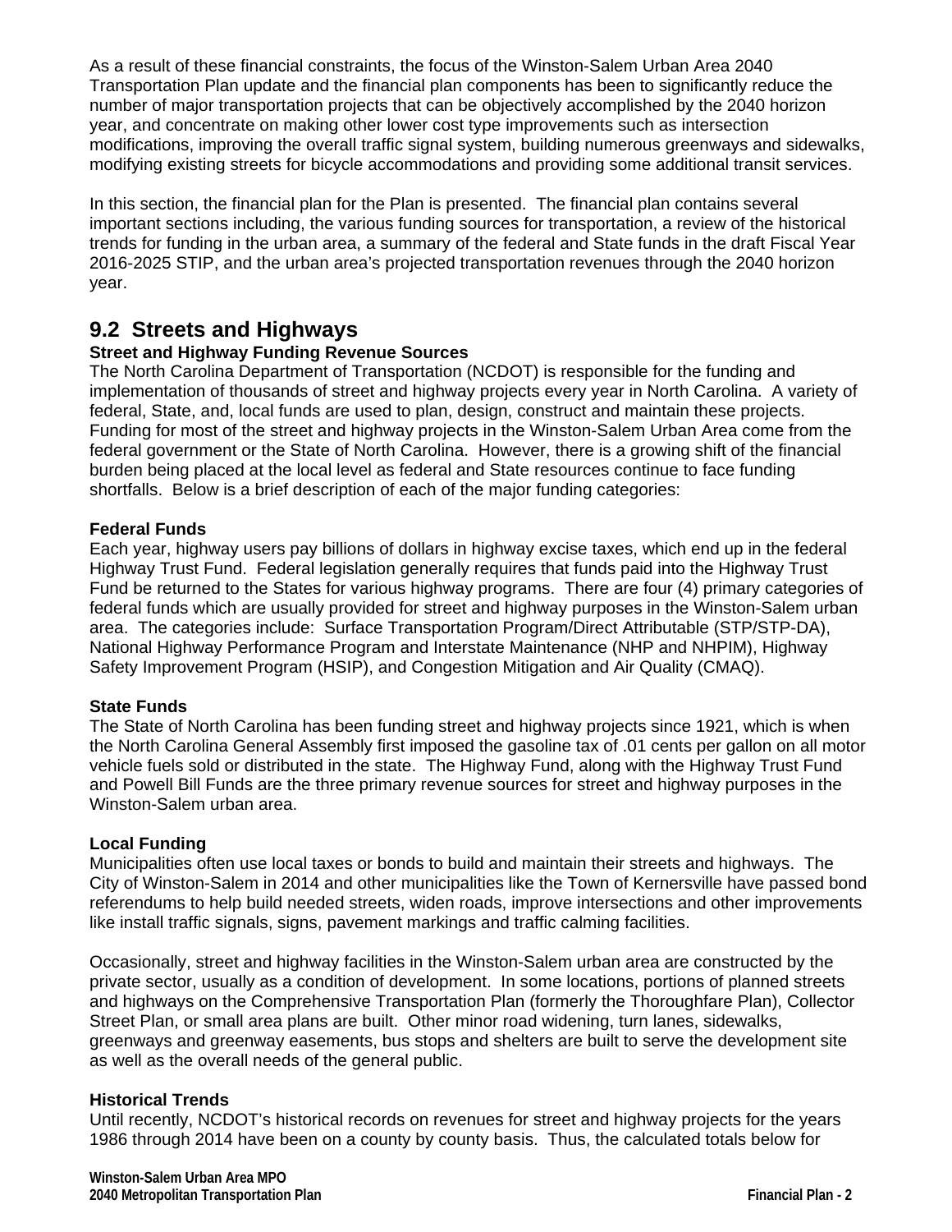As a result of these financial constraints, the focus of the Winston-Salem Urban Area 2040 Transportation Plan update and the financial plan components has been to significantly reduce the number of major transportation projects that can be objectively accomplished by the 2040 horizon year, and concentrate on making other lower cost type improvements such as intersection modifications, improving the overall traffic signal system, building numerous greenways and sidewalks, modifying existing streets for bicycle accommodations and providing some additional transit services.

In this section, the financial plan for the Plan is presented. The financial plan contains several important sections including, the various funding sources for transportation, a review of the historical trends for funding in the urban area, a summary of the federal and State funds in the draft Fiscal Year 2016-2025 STIP, and the urban area's projected transportation revenues through the 2040 horizon year.

## 9.2 Streets and Highways

**Street and Highway Funding Revenue Sources**

The North Carolina Department of Transportation (NCDOT) is responsible for the funding and implementation of thousands of street and highway projects every year in North Carolina. A variety of federal, State, and, local funds are used to plan, design, construct and maintain these projects. Funding for most of the street and highway projects in the Winston-Salem Urban Area come from the federal government or the State of North Carolina. However, there is a growing shift of the financial burden being placed at the local level as federal and State resources continue to face funding shortfalls. Below is a brief description of each of the major funding categories:

**Federal Funds**

Each year, highway users pay billions of dollars in highway excise taxes, which end up in the federal Highway Trust Fund. Federal legislation generally requires that funds paid into the Highway Trust Fund be returned to the States for various highway programs. There are four (4) primary categories of federal funds which are usually provided for street and highway purposes in the Winston-Salem urban area. The categories include: Surface Transportation Program/Direct Attributable (STP/STP-DA), National Highway Performance Program and Interstate Maintenance (NHP and NHPIM), Highway Safety Improvement Program (HSIP), and Congestion Mitigation and Air Quality (CMAQ).

**State Funds**

The State of North Carolina has been funding street and highway projects since 1921, which is when the North Carolina General Assembly first imposed the gasoline tax of .01 cents per gallon on all motor vehicle fuels sold or distributed in the state. The Highway Fund, along with the Highway Trust Fund and Powell Bill Funds are the three primary revenue sources for street and highway purposes in the Winston-Salem urban area.

**Local Funding**

Municipalities often use local taxes or bonds to build and maintain their streets and highways. The City of Winston-Salem in 2014 and other municipalities like the Town of Kernersville have passed bond referendums to help build needed streets, widen roads, improve intersections and other improvements like install traffic signals, signs, pavement markings and traffic calming facilities.

Occasionally, street and highway facilities in the Winston-Salem urban area are constructed by the private sector, usually as a condition of development. In some locations, portions of planned streets and highways on the Comprehensive Transportation Plan (formerly the Thoroughfare Plan), Collector Street Plan, or small area plans are built. Other minor road widening, turn lanes, sidewalks, greenways and greenway easements, bus stops and shelters are built to serve the development site as well as the overall needs of the general public.

**Historical Trends**

Until recently, NCDOT's historical records on revenues for street and highway projects for the years 1986 through 2014 have been on a county by county basis. Thus, the calculated totals below for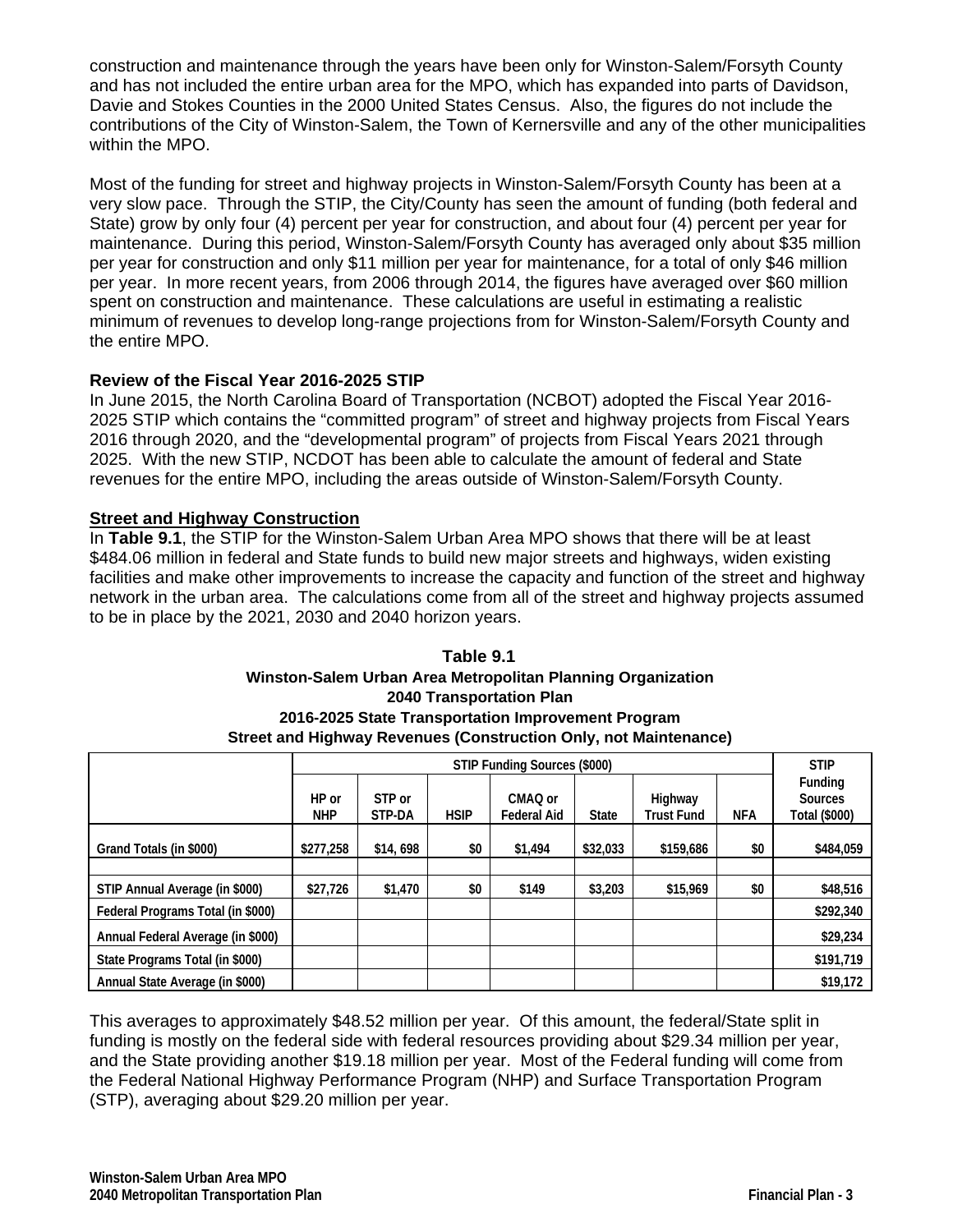construction and maintenance through the years have been only for Winston-Salem/Forsyth County and has not included the entire urban area for the MPO, which has expanded into parts of Davidson, Davie and Stokes Counties in the 2000 United States Census. Also, the figures do not include the contributions of the City of Winston-Salem, the Town of Kernersville and any of the other municipalities within the MPO.

Most of the funding for street and highway projects in Winston-Salem/Forsyth County has been at a very slow pace. Through the STIP, the City/County has seen the amount of funding (both federal and State) grow by only four (4) percent per year for construction, and about four (4) percent per year for maintenance. During this period, Winston-Salem/Forsyth County has averaged only about $35 million per year for construction and only $11 million per year for maintenance, for a total of only $46 million per year. In more recent years, from 2006 through 2014, the figures have averaged over $60 million spent on construction and maintenance. These calculations are useful in estimating a realistic minimum of revenues to develop long-range projections from for Winston-Salem/Forsyth County and the entire MPO.

**Review of the Fiscal Year 2016-2025 STIP**

In June 2015, the North Carolina Board of Transportation (NCBOT) adopted the Fiscal Year 2016-2025 STIP which contains the "committed program" of street and highway projects from Fiscal Years 2016 through 2020, and the "developmental program" of projects from Fiscal Years 2021 through 2025. With the new STIP, NCDOT has been able to calculate the amount of federal and State revenues for the entire MPO, including the areas outside of Winston-Salem/Forsyth County.

**Street and Highway Construction**

In **Table 9.1**, the STIP for the Winston-Salem Urban Area MPO shows that there will be at least $484.06 million in federal and State funds to build new major streets and highways, widen existing facilities and make other improvements to increase the capacity and function of the street and highway network in the urban area. The calculations come from all of the street and highway projects assumed to be in place by the 2021, 2030 and 2040 horizon years.

**Table 9.1**
**Winston-Salem Urban Area Metropolitan Planning Organization**
**2040 Transportation Plan**
**2016-2025 State Transportation Improvement Program**
**Street and Highway Revenues (Construction Only, not Maintenance)**

| | STIP Funding Sources ($000) | | | | | | | STIP Funding Sources Total ($000) |
|---|---|---|---|---|---|---|---|---|
| | HP or NHP | STP or STP-DA | HSIP | CMAQ or Federal Aid | State | Highway Trust Fund | NFA | |
| Grand Totals (in $000) | $277,258 | $14, 698 | $0 | $1,494 | $32,033 | $159,686 | $0 | $484,059 |
| | | | | | | | | |
| STIP Annual Average (in $000) | $27,726 | $1,470 | $0 | $149 | $3,203 | $15,969 | $0 | $48,516 |
| Federal Programs Total (in $000) | | | | | | | | $292,340 |
| Annual Federal Average (in $000) | | | | | | | | $29,234 |
| State Programs Total (in $000) | | | | | | | | $191,719 |
| Annual State Average (in $000) | | | | | | | | $19,172 |

This averages to approximately $48.52 million per year. Of this amount, the federal/State split in funding is mostly on the federal side with federal resources providing about $29.34 million per year, and the State providing another $19.18 million per year. Most of the Federal funding will come from the Federal National Highway Performance Program (NHP) and Surface Transportation Program (STP), averaging about $29.20 million per year.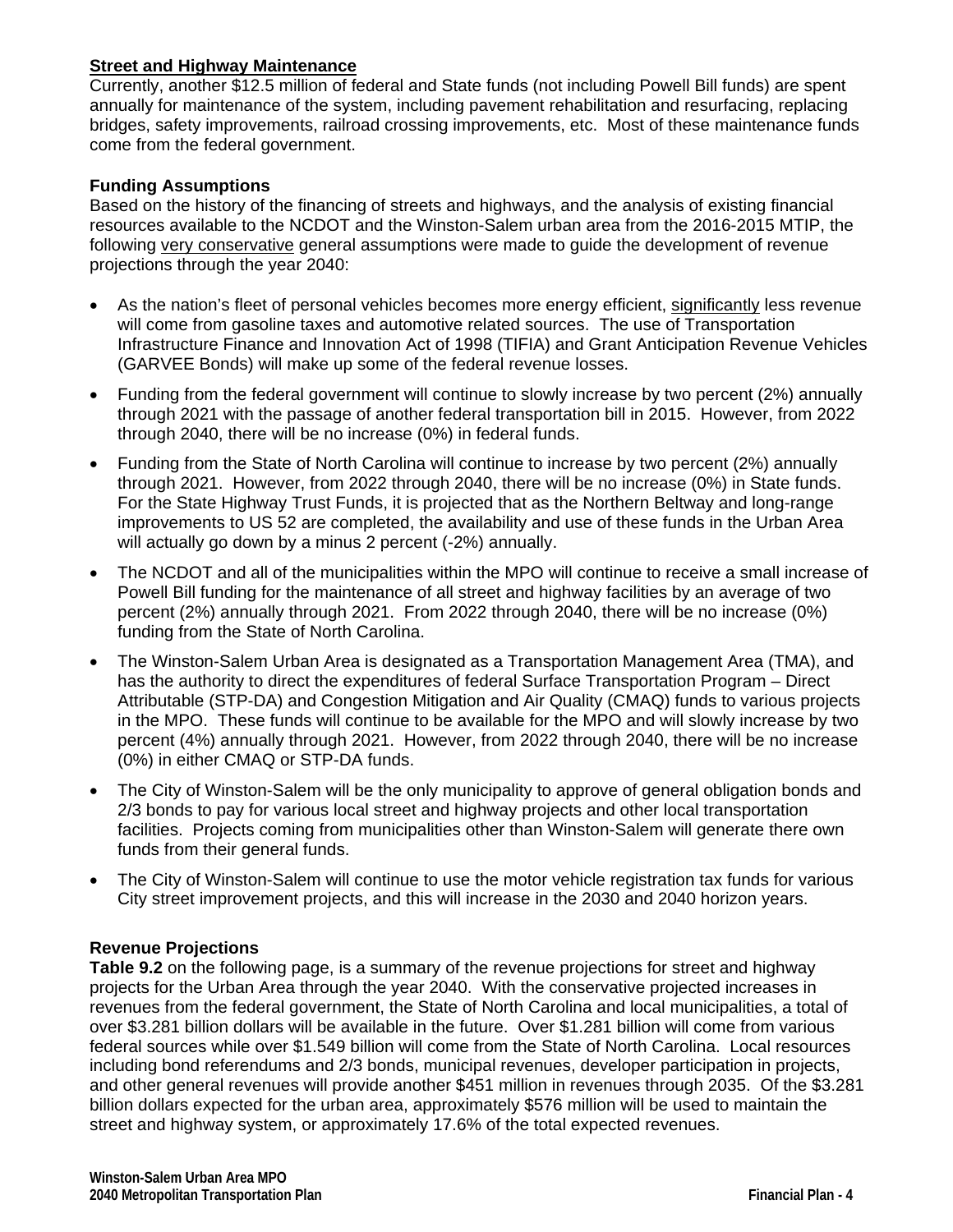**Street and Highway Maintenance**
Currently, another $12.5 million of federal and State funds (not including Powell Bill funds) are spent annually for maintenance of the system, including pavement rehabilitation and resurfacing, replacing bridges, safety improvements, railroad crossing improvements, etc. Most of these maintenance funds come from the federal government.

**Funding Assumptions**
Based on the history of the financing of streets and highways, and the analysis of existing financial resources available to the NCDOT and the Winston-Salem urban area from the 2016-2015 MTIP, the following very conservative general assumptions were made to guide the development of revenue projections through the year 2040:

- As the nation's fleet of personal vehicles becomes more energy efficient, significantly less revenue will come from gasoline taxes and automotive related sources. The use of Transportation Infrastructure Finance and Innovation Act of 1998 (TIFIA) and Grant Anticipation Revenue Vehicles (GARVEE Bonds) will make up some of the federal revenue losses.
- Funding from the federal government will continue to slowly increase by two percent (2%) annually through 2021 with the passage of another federal transportation bill in 2015. However, from 2022 through 2040, there will be no increase (0%) in federal funds.
- Funding from the State of North Carolina will continue to increase by two percent (2%) annually through 2021. However, from 2022 through 2040, there will be no increase (0%) in State funds. For the State Highway Trust Funds, it is projected that as the Northern Beltway and long-range improvements to US 52 are completed, the availability and use of these funds in the Urban Area will actually go down by a minus 2 percent (-2%) annually.
- The NCDOT and all of the municipalities within the MPO will continue to receive a small increase of Powell Bill funding for the maintenance of all street and highway facilities by an average of two percent (2%) annually through 2021. From 2022 through 2040, there will be no increase (0%) funding from the State of North Carolina.
- The Winston-Salem Urban Area is designated as a Transportation Management Area (TMA), and has the authority to direct the expenditures of federal Surface Transportation Program – Direct Attributable (STP-DA) and Congestion Mitigation and Air Quality (CMAQ) funds to various projects in the MPO. These funds will continue to be available for the MPO and will slowly increase by two percent (4%) annually through 2021. However, from 2022 through 2040, there will be no increase (0%) in either CMAQ or STP-DA funds.
- The City of Winston-Salem will be the only municipality to approve of general obligation bonds and 2/3 bonds to pay for various local street and highway projects and other local transportation facilities. Projects coming from municipalities other than Winston-Salem will generate there own funds from their general funds.
- The City of Winston-Salem will continue to use the motor vehicle registration tax funds for various City street improvement projects, and this will increase in the 2030 and 2040 horizon years.

**Revenue Projections**
**Table 9.2** on the following page, is a summary of the revenue projections for street and highway projects for the Urban Area through the year 2040. With the conservative projected increases in revenues from the federal government, the State of North Carolina and local municipalities, a total of over $3.281 billion dollars will be available in the future. Over $1.281 billion will come from various federal sources while over $1.549 billion will come from the State of North Carolina. Local resources including bond referendums and 2/3 bonds, municipal revenues, developer participation in projects, and other general revenues will provide another $451 million in revenues through 2035. Of the $3.281 billion dollars expected for the urban area, approximately $576 million will be used to maintain the street and highway system, or approximately 17.6% of the total expected revenues.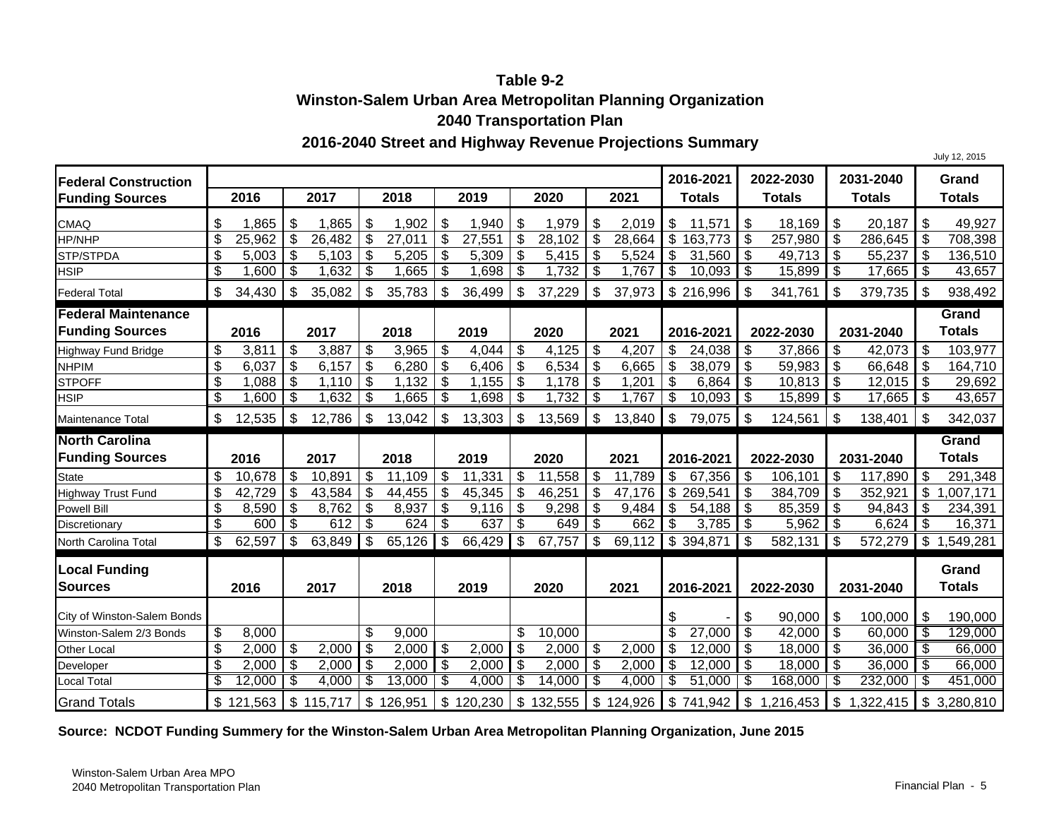# Table 9-2

## Winston-Salem Urban Area Metropolitan Planning Organization

## 2040 Transportation Plan

## 2016-2040 Street and Highway Revenue Projections Summary

July 12, 2015

| Federal Construction Funding Sources | 2016 | 2017 | 2018 | 2019 | 2020 | 2021 | 2016-2021 Totals | 2022-2030 Totals | 2031-2040 Totals | Grand Totals |
|---|---|---|---|---|---|---|---|---|---|---|
| CMAQ | $ 1,865 | $ 1,865 | $ 1,902 | $ 1,940 | $ 1,979 | $ 2,019 | $ 11,571 | $ 18,169 | $ 20,187 | $ 49,927 |
| HP/NHP | $ 25,962 | $ 26,482 | $ 27,011 | $ 27,551 | $ 28,102 | $ 28,664 | $ 163,773 | $ 257,980 | $ 286,645 | $ 708,398 |
| STP/STPDA | $ 5,003 | $ 5,103 | $ 5,205 | $ 5,309 | $ 5,415 | $ 5,524 | $ 31,560 | $ 49,713 | $ 55,237 | $ 136,510 |
| HSIP | $ 1,600 | $ 1,632 | $ 1,665 | $ 1,698 | $ 1,732 | $ 1,767 | $ 10,093 | $ 15,899 | $ 17,665 | $ 43,657 |
| Federal Total | $ 34,430 | $ 35,082 | $ 35,783 | $ 36,499 | $ 37,229 | $ 37,973 | $ 216,996 | $ 341,761 | $ 379,735 | $ 938,492 |
| **Federal Maintenance Funding Sources** | **2016** | **2017** | **2018** | **2019** | **2020** | **2021** | **2016-2021** | **2022-2030** | **2031-2040** | **Grand Totals** |
| Highway Fund Bridge | $ 3,811 | $ 3,887 | $ 3,965 | $ 4,044 | $ 4,125 | $ 4,207 | $ 24,038 | $ 37,866 | $ 42,073 | $ 103,977 |
| NHPIM | $ 6,037 | $ 6,157 | $ 6,280 | $ 6,406 | $ 6,534 | $ 6,665 | $ 38,079 | $ 59,983 | $ 66,648 | $ 164,710 |
| STPOFF | $ 1,088 | $ 1,110 | $ 1,132 | $ 1,155 | $ 1,178 | $ 1,201 | $ 6,864 | $ 10,813 | $ 12,015 | $ 29,692 |
| HSIP | $ 1,600 | $ 1,632 | $ 1,665 | $ 1,698 | $ 1,732 | $ 1,767 | $ 10,093 | $ 15,899 | $ 17,665 | $ 43,657 |
| Maintenance Total | $ 12,535 | $ 12,786 | $ 13,042 | $ 13,303 | $ 13,569 | $ 13,840 | $ 79,075 | $ 124,561 | $ 138,401 | $ 342,037 |
| **North Carolina Funding Sources** | **2016** | **2017** | **2018** | **2019** | **2020** | **2021** | **2016-2021** | **2022-2030** | **2031-2040** | **Grand Totals** |
| State | $ 10,678 | $ 10,891 | $ 11,109 | $ 11,331 | $ 11,558 | $ 11,789 | $ 67,356 | $ 106,101 | $ 117,890 | $ 291,348 |
| Highway Trust Fund | $ 42,729 | $ 43,584 | $ 44,455 | $ 45,345 | $ 46,251 | $ 47,176 | $ 269,541 | $ 384,709 | $ 352,921 | $ 1,007,171 |
| Powell Bill | $ 8,590 | $ 8,762 | $ 8,937 | $ 9,116 | $ 9,298 | $ 9,484 | $ 54,188 | $ 85,359 | $ 94,843 | $ 234,391 |
| Discretionary | $ 600 | $ 612 | $ 624 | $ 637 | $ 649 | $ 662 | $ 3,785 | $ 5,962 | $ 6,624 | $ 16,371 |
| North Carolina Total | $ 62,597 | $ 63,849 | $ 65,126 | $ 66,429 | $ 67,757 | $ 69,112 | $ 394,871 | $ 582,131 | $ 572,279 | $ 1,549,281 |
| **Local Funding Sources** | **2016** | **2017** | **2018** | **2019** | **2020** | **2021** | **2016-2021** | **2022-2030** | **2031-2040** | **Grand Totals** |
| City of Winston-Salem Bonds | | | | | | | $ - | $ 90,000 | $ 100,000 | $ 190,000 |
| Winston-Salem 2/3 Bonds | $ 8,000 | | $ 9,000 | | $ 10,000 | | $ 27,000 | $ 42,000 | $ 60,000 | $ 129,000 |
| Other Local | $ 2,000 | $ 2,000 | $ 2,000 | $ 2,000 | $ 2,000 | $ 2,000 | $ 12,000 | $ 18,000 | $ 36,000 | $ 66,000 |
| Developer | $ 2,000 | $ 2,000 | $ 2,000 | $ 2,000 | $ 2,000 | $ 2,000 | $ 12,000 | $ 18,000 | $ 36,000 | $ 66,000 |
| Local Total | $ 12,000 | $ 4,000 | $ 13,000 | $ 4,000 | $ 14,000 | $ 4,000 | $ 51,000 | $ 168,000 | $ 232,000 | $ 451,000 |
| Grand Totals | $ 121,563 | $ 115,717 | $ 126,951 | $ 120,230 | $ 132,555 | $ 124,926 | $ 741,942 | $ 1,216,453 | $ 1,322,415 | $ 3,280,810 |

**Source: NCDOT Funding Summery for the Winston-Salem Urban Area Metropolitan Planning Organization, June 2015**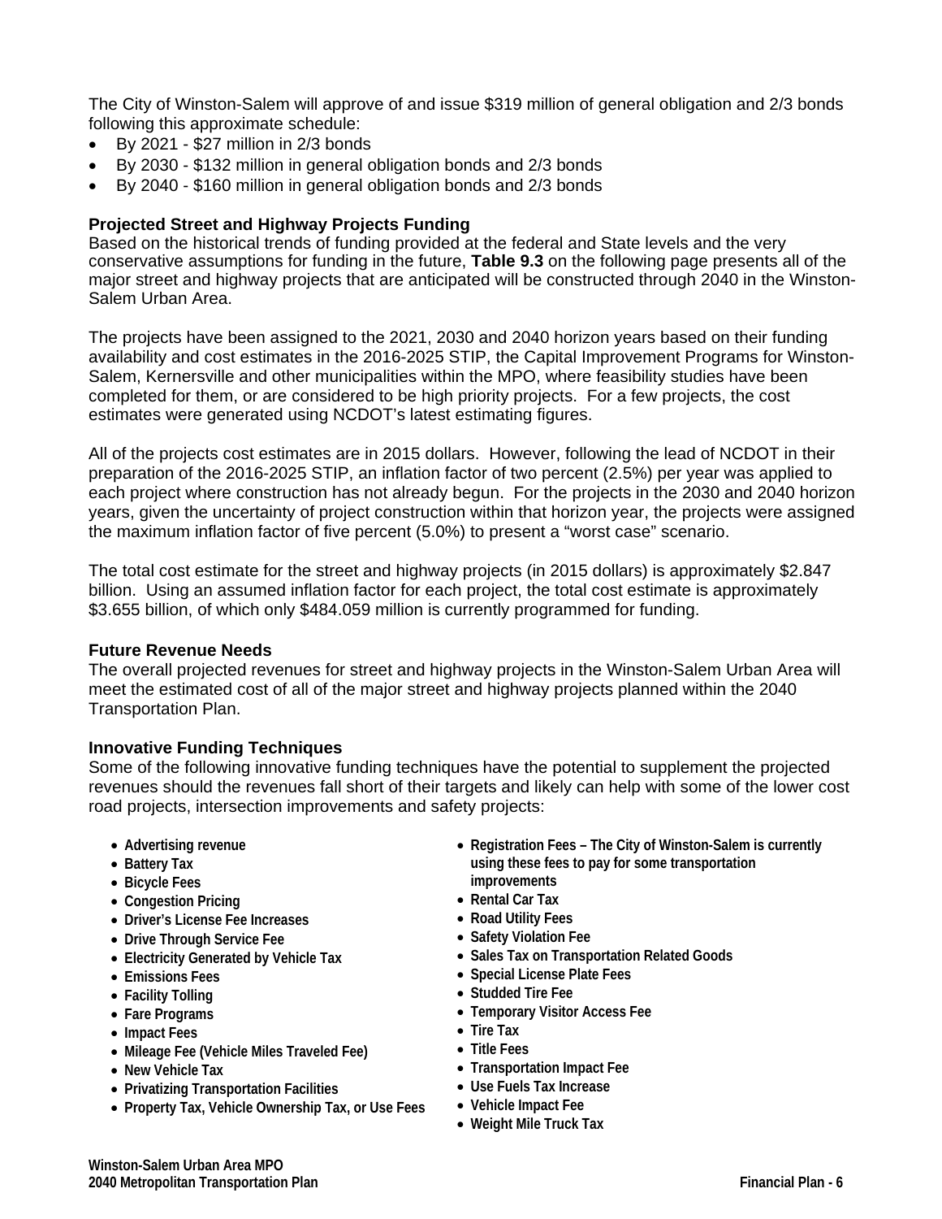The City of Winston-Salem will approve of and issue $319 million of general obligation and 2/3 bonds following this approximate schedule:

- By 2021 - $27 million in 2/3 bonds
- By 2030 - $132 million in general obligation bonds and 2/3 bonds
- By 2040 - $160 million in general obligation bonds and 2/3 bonds

### Projected Street and Highway Projects Funding

Based on the historical trends of funding provided at the federal and State levels and the very conservative assumptions for funding in the future, **Table 9.3** on the following page presents all of the major street and highway projects that are anticipated will be constructed through 2040 in the Winston-Salem Urban Area.

The projects have been assigned to the 2021, 2030 and 2040 horizon years based on their funding availability and cost estimates in the 2016-2025 STIP, the Capital Improvement Programs for Winston-Salem, Kernersville and other municipalities within the MPO, where feasibility studies have been completed for them, or are considered to be high priority projects. For a few projects, the cost estimates were generated using NCDOT's latest estimating figures.

All of the projects cost estimates are in 2015 dollars. However, following the lead of NCDOT in their preparation of the 2016-2025 STIP, an inflation factor of two percent (2.5%) per year was applied to each project where construction has not already begun. For the projects in the 2030 and 2040 horizon years, given the uncertainty of project construction within that horizon year, the projects were assigned the maximum inflation factor of five percent (5.0%) to present a "worst case" scenario.

The total cost estimate for the street and highway projects (in 2015 dollars) is approximately $2.847 billion. Using an assumed inflation factor for each project, the total cost estimate is approximately $3.655 billion, of which only $484.059 million is currently programmed for funding.

### Future Revenue Needs

The overall projected revenues for street and highway projects in the Winston-Salem Urban Area will meet the estimated cost of all of the major street and highway projects planned within the 2040 Transportation Plan.

### Innovative Funding Techniques

Some of the following innovative funding techniques have the potential to supplement the projected revenues should the revenues fall short of their targets and likely can help with some of the lower cost road projects, intersection improvements and safety projects:

- **Advertising revenue**
- **Battery Tax**
- **Bicycle Fees**
- **Congestion Pricing**
- **Driver's License Fee Increases**
- **Drive Through Service Fee**
- **Electricity Generated by Vehicle Tax**
- **Emissions Fees**
- **Facility Tolling**
- **Fare Programs**
- **Impact Fees**
- **Mileage Fee (Vehicle Miles Traveled Fee)**
- **New Vehicle Tax**
- **Privatizing Transportation Facilities**
- **Property Tax, Vehicle Ownership Tax, or Use Fees**
- **Registration Fees – The City of Winston-Salem is currently using these fees to pay for some transportation improvements**
- **Rental Car Tax**
- **Road Utility Fees**
- **Safety Violation Fee**
- **Sales Tax on Transportation Related Goods**
- **Special License Plate Fees**
- **Studded Tire Fee**
- **Temporary Visitor Access Fee**
- **Tire Tax**
- **Title Fees**
- **Transportation Impact Fee**
- **Use Fuels Tax Increase**
- **Vehicle Impact Fee**
- **Weight Mile Truck Tax**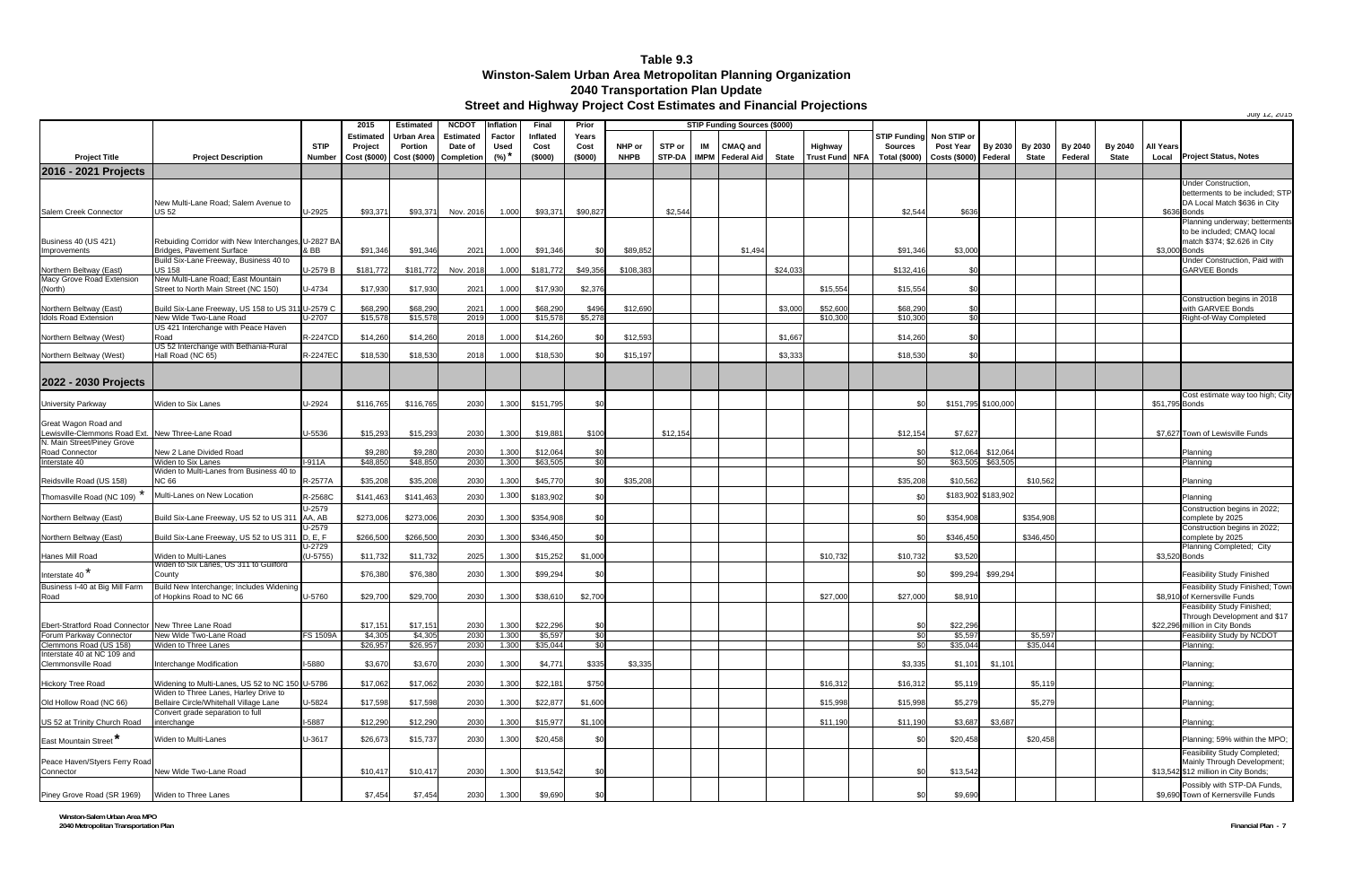# Table 9.3
## Winston-Salem Urban Area Metropolitan Planning Organization
## 2040 Transportation Plan Update
### Street and Highway Project Cost Estimates and Financial Projections

July 12, 2015

| Project Title | Project Description | STIP Number | 2015 Estimated Project Cost ($000) | Estimated Urban Area Portion Cost ($000) | NCDOT Estimated Date of Completion | Inflation Factor Used (%) * | Final Inflated Cost ($000) | Prior Years Cost ($000) | STIP Funding Sources ($000) | | | | | | | STIP Funding Sources Total ($000) | Non STIP or Post Year Costs ($000) | By 2030 Federal | By 2030 State | By 2040 Federal | By 2040 State | All Years Local | Project Status, Notes |
|---|---|---|---|---|---|---|---|---|---|---|---|---|---|---|---|---|---|---|---|---|---|---|---|
| | | | | | | | | | NHP or NHPB | STP or STP-DA | IM IMPM | CMAQ and Federal Aid | State | Highway Trust Fund | NFA | | | | | | | | |
| **2016 - 2021 Projects** | | | | | | | | | | | | | | | | | | | | | | | |
| Salem Creek Connector | New Multi-Lane Road; Salem Avenue to US 52 | U-2925 | $93,371 | $93,371 | Nov. 2016 | 1.000 | $93,371 | $90,827 | | $2,544 | | | | | | $2,544 | $636 | | | | | $636 | Under Construction, betterments to be included; STP DA Local Match $636 in City Bonds |
| Business 40 (US 421) Improvements | Rebuilding Corridor with New Interchanges, Bridges, Pavement Surface | U-2827 BA & BB | $91,346 | $91,346 | 2021 | 1.000 | $91,346 | $0 | $89,852 | | | $1,494 | | | | $91,346 | $3,000 | | | | | $3,000 | Planning underway; betterments to be included; CMAQ local match $374; $2.626 in City Bonds |
| Northern Beltway (East) | Build Six-Lane Freeway, Business 40 to US 158 | U-2579 B | $181,772 | $181,772 | Nov. 2018 | 1.000 | $181,772 | $49,356 | $108,383 | | | | $24,033 | | | $132,416 | $0 | | | | | | Under Construction, Paid with GARVEE Bonds |
| Macy Grove Road Extension (North) | New Multi-Lane Road; East Mountain Street to North Main Street (NC 150) | U-4734 | $17,930 | $17,930 | 2021 | 1.000 | $17,930 | $2,376 | | | | | | $15,554 | | $15,554 | $0 | | | | | | |
| Northern Beltway (East) | Build Six-Lane Freeway, US 158 to US 311 | U-2579 C | $68,290 | $68,290 | 2021 | 1.000 | $68,290 | $496 | $12,690 | | | | $3,000 | $52,600 | | $68,290 | $0 | | | | | | Construction begins in 2018 with GARVEE Bonds |
| Idols Road Extension | New Wide Two-Lane Road | U-2707 | $15,578 | $15,578 | 2019 | 1.000 | $15,578 | $5,278 | | | | | | $10,300 | | $10,300 | $0 | | | | | | Right-of-Way Completed |
| Northern Beltway (West) | US 421 Interchange with Peace Haven Road | R-2247CD | $14,260 | $14,260 | 2018 | 1.000 | $14,260 | $0 | $12,593 | | | | $1,667 | | | $14,260 | $0 | | | | | | |
| Northern Beltway (West) | US 52 Interchange with Bethania-Rural Hall Road (NC 65) | R-2247EC | $18,530 | $18,530 | 2018 | 1.000 | $18,530 | $0 | $15,197 | | | | $3,333 | | | $18,530 | $0 | | | | | | |
| **2022 - 2030 Projects** | | | | | | | | | | | | | | | | | | | | | | | |
| University Parkway | Widen to Six Lanes | U-2924 | $116,765 | $116,765 | 2030 | 1.300 | $151,795 | $0 | | | | | | | | $0 | $151,795 | $100,000 | | | | $51,795 | Cost estimate way too high; City Bonds |
| Great Wagon Road and Lewisville-Clemmons Road Ext. | New Three-Lane Road | U-5536 | $15,293 | $15,293 | 2030 | 1.300 | $19,881 | $100 | | $12,154 | | | | | | $12,154 | $7,627 | | | | | $7,627 | Town of Lewisville Funds |
| N. Main Street/Piney Grove Road Connector | New 2 Lane Divided Road | | $9,280 | $9,280 | 2030 | 1.300 | $12,064 | $0 | | | | | | | | $0 | $12,064 | $12,064 | | | | | Planning |
| Interstate 40 | Widen to Six Lanes | I-911A | $48,850 | $48,850 | 2030 | 1.300 | $63,505 | $0 | | | | | | | | $0 | $63,505 | $63,505 | | | | | Planning |
| Reidsville Road (US 158) | Widen to Multi-Lanes from Business 40 to NC 66 | R-2577A | $35,208 | $35,208 | 2030 | 1.300 | $45,770 | $0 | $35,208 | | | | | | | $35,208 | $10,562 | | $10,562 | | | | Planning |
| Thomasville Road (NC 109) * | Multi-Lanes on New Location | R-2568C | $141,463 | $141,463 | 2030 | 1.300 | $183,902 | $0 | | | | | | | | $0 | $183,902 | $183,902 | | | | | Planning |
| Northern Beltway (East) | Build Six-Lane Freeway, US 52 to US 311 | U-2579 AA, AB | $273,006 | $273,006 | 2030 | 1.300 | $354,908 | $0 | | | | | | | | $0 | $354,908 | | $354,908 | | | | Construction begins in 2022; complete by 2025 |
| Northern Beltway (East) | Build Six-Lane Freeway, US 52 to US 311 | U-2579 D, E, F | $266,500 | $266,500 | 2030 | 1.300 | $346,450 | $0 | | | | | | | | $0 | $346,450 | | $346,450 | | | | Construction begins in 2022; complete by 2025 |
| Hanes Mill Road | Widen to Multi-Lanes | U-2729 (U-5755) | $11,732 | $11,732 | 2025 | 1.300 | $15,252 | $1,000 | | | | | | $10,732 | | $10,732 | $3,520 | | | | | $3,520 | Planning Completed; City Bonds |
| Interstate 40 * | Widen to Six Lanes, US 311 to Guilford County | | $76,380 | $76,380 | 2030 | 1.300 | $99,294 | $0 | | | | | | | | $0 | $99,294 | $99,294 | | | | | Feasibility Study Finished |
| Business I-40 at Big Mill Farm Road | Build New Interchange; Includes Widening of Hopkins Road to NC 66 | U-5760 | $29,700 | $29,700 | 2030 | 1.300 | $38,610 | $2,700 | | | | | | $27,000 | | $27,000 | $8,910 | | | | | $8,910 | Feasibility Study Finished; Town of Kernersville Funds |
| Ebert-Stratford Road Connector | New Three Lane Road | | $17,151 | $17,151 | 2030 | 1.300 | $22,296 | $0 | | | | | | | | $0 | $22,296 | | | | | $22,296 | Feasibility Study Finished; Through Development and $17 million in City Bonds |
| Forum Parkway Connector | New Wide Two-Lane Road | FS 1509A | $4,305 | $4,305 | 2030 | 1.300 | $5,597 | $0 | | | | | | | | $0 | $5,597 | | $5,597 | | | | Feasibility Study by NCDOT |
| Clemmons Road (US 158) | Widen to Three Lanes | | $26,957 | $26,957 | 2030 | 1.300 | $35,044 | $0 | | | | | | | | $0 | $35,044 | | $35,044 | | | | Planning; |
| Interstate 40 at NC 109 and Clemmonsville Road | Interchange Modification | I-5880 | $3,670 | $3,670 | 2030 | 1.300 | $4,771 | $335 | $3,335 | | | | | | | $3,335 | $1,101 | $1,101 | | | | | Planning; |
| Hickory Tree Road | Widening to Multi-Lanes, US 52 to NC 150 | U-5786 | $17,062 | $17,062 | 2030 | 1.300 | $22,181 | $750 | | | | | | $16,312 | | $16,312 | $5,119 | | $5,119 | | | | Planning; |
| Old Hollow Road (NC 66) | Widen to Three Lanes, Harley Drive to Bellaire Circle/Whitehall Village Lane | U-5824 | $17,598 | $17,598 | 2030 | 1.300 | $22,877 | $1,600 | | | | | | $15,998 | | $15,998 | $5,279 | | $5,279 | | | | Planning; |
| US 52 at Trinity Church Road | Convert grade separation to full interchange | I-5887 | $12,290 | $12,290 | 2030 | 1.300 | $15,977 | $1,100 | | | | | | $11,190 | | $11,190 | $3,687 | $3,687 | | | | | Planning; |
| East Mountain Street * | Widen to Multi-Lanes | U-3617 | $26,673 | $15,737 | 2030 | 1.300 | $20,458 | $0 | | | | | | | | $0 | $20,458 | | $20,458 | | | | Planning; 59% within the MPO; |
| Peace Haven/Styers Ferry Road Connector | New Wide Two-Lane Road | | $10,417 | $10,417 | 2030 | 1.300 | $13,542 | $0 | | | | | | | | $0 | $13,542 | | | | | $13,542 | Feasibility Study Completed; Mainly Through Development; $12 million in City Bonds; |
| Piney Grove Road (SR 1969) | Widen to Three Lanes | | $7,454 | $7,454 | 2030 | 1.300 | $9,690 | $0 | | | | | | | | $0 | $9,690 | | | | | $9,690 | Possibly with STP-DA Funds, Town of Kernersville Funds |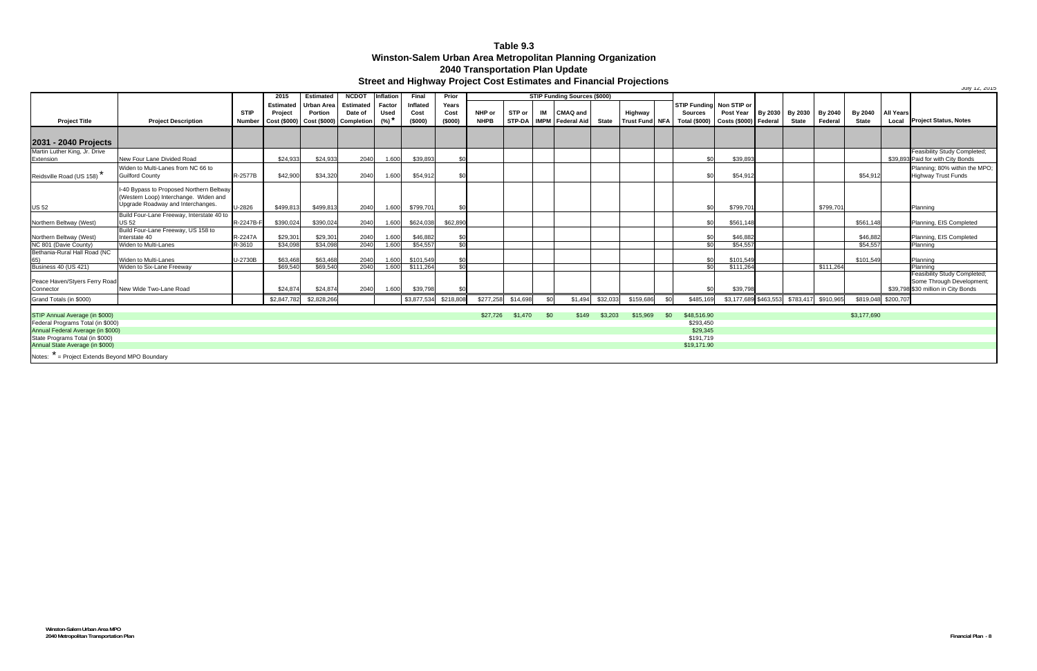# Table 9.3
## Winston-Salem Urban Area Metropolitan Planning Organization
## 2040 Transportation Plan Update
## Street and Highway Project Cost Estimates and Financial Projections

July 12, 2015

| Project Title | Project Description | STIP Number | 2015 Estimated Project Cost ($000) | Estimated Urban Area Portion Cost ($000) | NCDOT Estimated Date of Completion | Inflation Factor Used (%) * | Final Inflated Cost ($000) | Prior Years Cost ($000) | STIP Funding Sources ($000) NHP or NHPB | STP or STP-DA | IM IMPM | CMAQ and Federal Aid | State | Highway Trust Fund | NFA | STIP Funding Sources Total ($000) | Non STIP or Post Year Costs ($000) | By 2030 Federal | By 2030 State | By 2040 Federal | By 2040 State | All Years Local | Project Status, Notes |
|---|---|---|---|---|---|---|---|---|---|---|---|---|---|---|---|---|---|---|---|---|---|---|---|
| **2031 - 2040 Projects** | | | | | | | | | | | | | | | | | | | | | | | |
| Martin Luther King, Jr. Drive Extension | New Four Lane Divided Road | | $24,933 | $24,933 | 2040 | 1.600 | $39,893 | $0 | | | | | | | | $0 | $39,893 | | | | | $39,893 | Feasibility Study Completed; Paid for with City Bonds |
| Reidsville Road (US 158) * | Widen to Multi-Lanes from NC 66 to Guilford County | R-2577B | $42,900 | $34,320 | 2040 | 1.600 | $54,912 | $0 | | | | | | | | $0 | $54,912 | | | | $54,912 | | Planning; 80% within the MPO; Highway Trust Funds |
| US 52 | I-40 Bypass to Proposed Northern Beltway (Western Loop) Interchange. Widen and Upgrade Roadway and Interchanges. | U-2826 | $499,813 | $499,813 | 2040 | 1.600 | $799,701 | $0 | | | | | | | | $0 | $799,701 | | | $799,701 | | | Planning |
| Northern Beltway (West) | Build Four-Lane Freeway, Interstate 40 to US 52 | R-2247B-F | $390,024 | $390,024 | 2040 | 1.600 | $624,038 | $62,890 | | | | | | | | $0 | $561,148 | | | | $561,148 | | Planning, EIS Completed |
| Northern Beltway (West) | Build Four-Lane Freeway, US 158 to Interstate 40 | R-2247A | $29,301 | $29,301 | 2040 | 1.600 | $46,882 | $0 | | | | | | | | $0 | $46,882 | | | | $46,882 | | Planning, EIS Completed |
| NC 801 (Davie County) | Widen to Multi-Lanes | R-3610 | $34,098 | $34,098 | 2040 | 1.600 | $54,557 | $0 | | | | | | | | $0 | $54,557 | | | | $54,557 | | Planning |
| Bethania-Rural Hall Road (NC 65) | Widen to Multi-Lanes | U-2730B | $63,468 | $63,468 | 2040 | 1.600 | $101,549 | $0 | | | | | | | | $0 | $101,549 | | | | $101,549 | | Planning |
| Business 40 (US 421) | Widen to Six-Lane Freeway | | $69,540 | $69,540 | 2040 | 1.600 | $111,264 | $0 | | | | | | | | $0 | $111,264 | | | $111,264 | | | Planning |
| Peace Haven/Styers Ferry Road Connector | New Wide Two-Lane Road | | $24,874 | $24,874 | 2040 | 1.600 | $39,798 | $0 | | | | | | | | $0 | $39,798 | | | | | $39,798 | Feasibility Study Completed; Some Through Development; $30 million in City Bonds |
| Grand Totals (in $000) | | | $2,847,782 | $2,828,266 | | | $3,877,534 | $218,808 | $277,258 | $14,698 | $0 | $1,494 | $32,033 | $159,686 | $0 | $485,169 | $3,177,689 | $463,553 | $783,417 | $910,965 | $819,048 | $200,707 | |
| STIP Annual Average (in $000) | | | | | | | | | $27,726 | $1,470 | $0 | $149 | $3,203 | $15,969 | $0 | $48,516.90 | | | | | $3,177,690 | | |
| Federal Programs Total (in $000) | | | | | | | | | | | | | | | | $293,450 | | | | | | | |
| Annual Federal Average (in $000) | | | | | | | | | | | | | | | | $29,345 | | | | | | | |
| State Programs Total (in $000) | | | | | | | | | | | | | | | | $191,719 | | | | | | | |
| Annual State Average (in $000) | | | | | | | | | | | | | | | | $19,171.90 | | | | | | | |

Notes: * = Project Extends Beyond MPO Boundary

Winston-Salem Urban Area MPO
2040 Metropolitan Transportation Plan

Financial Plan - 8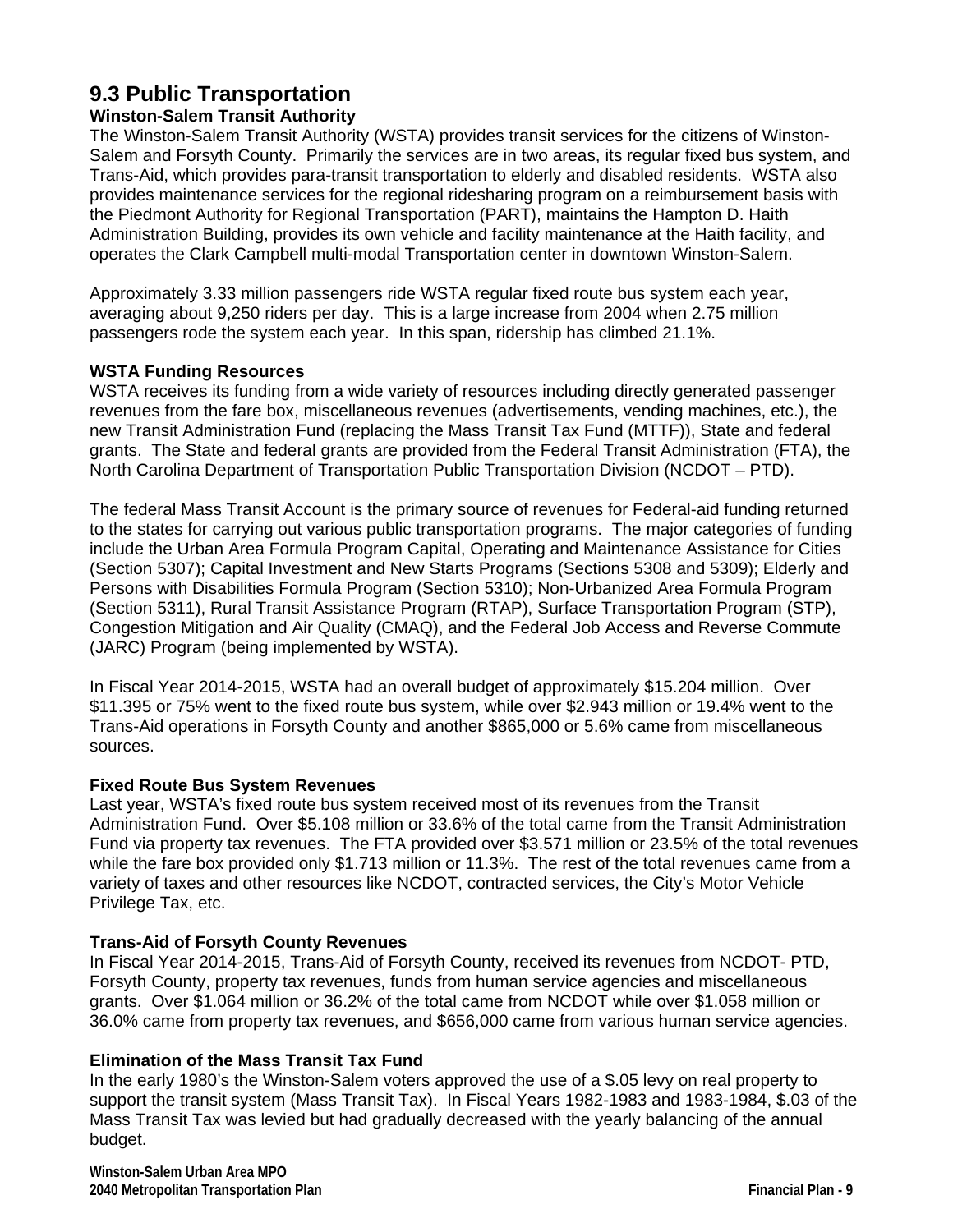## 9.3 Public Transportation

### Winston-Salem Transit Authority

The Winston-Salem Transit Authority (WSTA) provides transit services for the citizens of Winston-Salem and Forsyth County. Primarily the services are in two areas, its regular fixed bus system, and Trans-Aid, which provides para-transit transportation to elderly and disabled residents. WSTA also provides maintenance services for the regional ridesharing program on a reimbursement basis with the Piedmont Authority for Regional Transportation (PART), maintains the Hampton D. Haith Administration Building, provides its own vehicle and facility maintenance at the Haith facility, and operates the Clark Campbell multi-modal Transportation center in downtown Winston-Salem.

Approximately 3.33 million passengers ride WSTA regular fixed route bus system each year, averaging about 9,250 riders per day. This is a large increase from 2004 when 2.75 million passengers rode the system each year. In this span, ridership has climbed 21.1%.

### WSTA Funding Resources

WSTA receives its funding from a wide variety of resources including directly generated passenger revenues from the fare box, miscellaneous revenues (advertisements, vending machines, etc.), the new Transit Administration Fund (replacing the Mass Transit Tax Fund (MTTF)), State and federal grants. The State and federal grants are provided from the Federal Transit Administration (FTA), the North Carolina Department of Transportation Public Transportation Division (NCDOT – PTD).

The federal Mass Transit Account is the primary source of revenues for Federal-aid funding returned to the states for carrying out various public transportation programs. The major categories of funding include the Urban Area Formula Program Capital, Operating and Maintenance Assistance for Cities (Section 5307); Capital Investment and New Starts Programs (Sections 5308 and 5309); Elderly and Persons with Disabilities Formula Program (Section 5310); Non-Urbanized Area Formula Program (Section 5311), Rural Transit Assistance Program (RTAP), Surface Transportation Program (STP), Congestion Mitigation and Air Quality (CMAQ), and the Federal Job Access and Reverse Commute (JARC) Program (being implemented by WSTA).

In Fiscal Year 2014-2015, WSTA had an overall budget of approximately $15.204 million. Over $11.395 or 75% went to the fixed route bus system, while over $2.943 million or 19.4% went to the Trans-Aid operations in Forsyth County and another $865,000 or 5.6% came from miscellaneous sources.

### Fixed Route Bus System Revenues

Last year, WSTA's fixed route bus system received most of its revenues from the Transit Administration Fund. Over $5.108 million or 33.6% of the total came from the Transit Administration Fund via property tax revenues. The FTA provided over $3.571 million or 23.5% of the total revenues while the fare box provided only $1.713 million or 11.3%. The rest of the total revenues came from a variety of taxes and other resources like NCDOT, contracted services, the City's Motor Vehicle Privilege Tax, etc.

### Trans-Aid of Forsyth County Revenues

In Fiscal Year 2014-2015, Trans-Aid of Forsyth County, received its revenues from NCDOT- PTD, Forsyth County, property tax revenues, funds from human service agencies and miscellaneous grants. Over $1.064 million or 36.2% of the total came from NCDOT while over $1.058 million or 36.0% came from property tax revenues, and $656,000 came from various human service agencies.

### Elimination of the Mass Transit Tax Fund

In the early 1980's the Winston-Salem voters approved the use of a $.05 levy on real property to support the transit system (Mass Transit Tax). In Fiscal Years 1982-1983 and 1983-1984, $.03 of the Mass Transit Tax was levied but had gradually decreased with the yearly balancing of the annual budget.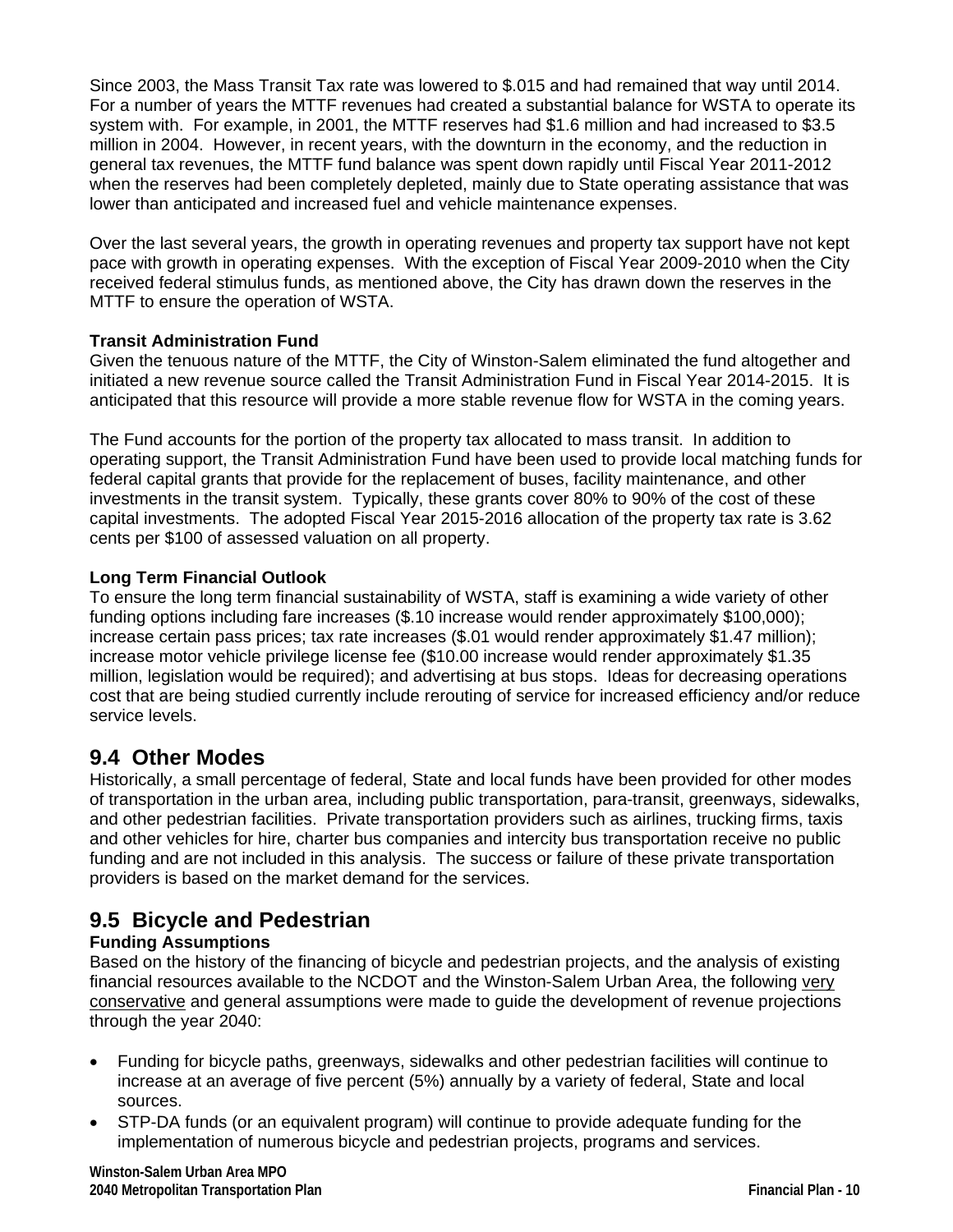Since 2003, the Mass Transit Tax rate was lowered to $.015 and had remained that way until 2014. For a number of years the MTTF revenues had created a substantial balance for WSTA to operate its system with. For example, in 2001, the MTTF reserves had $1.6 million and had increased to $3.5 million in 2004. However, in recent years, with the downturn in the economy, and the reduction in general tax revenues, the MTTF fund balance was spent down rapidly until Fiscal Year 2011-2012 when the reserves had been completely depleted, mainly due to State operating assistance that was lower than anticipated and increased fuel and vehicle maintenance expenses.

Over the last several years, the growth in operating revenues and property tax support have not kept pace with growth in operating expenses. With the exception of Fiscal Year 2009-2010 when the City received federal stimulus funds, as mentioned above, the City has drawn down the reserves in the MTTF to ensure the operation of WSTA.

**Transit Administration Fund**

Given the tenuous nature of the MTTF, the City of Winston-Salem eliminated the fund altogether and initiated a new revenue source called the Transit Administration Fund in Fiscal Year 2014-2015. It is anticipated that this resource will provide a more stable revenue flow for WSTA in the coming years.

The Fund accounts for the portion of the property tax allocated to mass transit. In addition to operating support, the Transit Administration Fund have been used to provide local matching funds for federal capital grants that provide for the replacement of buses, facility maintenance, and other investments in the transit system. Typically, these grants cover 80% to 90% of the cost of these capital investments. The adopted Fiscal Year 2015-2016 allocation of the property tax rate is 3.62 cents per $100 of assessed valuation on all property.

**Long Term Financial Outlook**

To ensure the long term financial sustainability of WSTA, staff is examining a wide variety of other funding options including fare increases ($.10 increase would render approximately $100,000); increase certain pass prices; tax rate increases ($.01 would render approximately $1.47 million); increase motor vehicle privilege license fee ($10.00 increase would render approximately $1.35 million, legislation would be required); and advertising at bus stops. Ideas for decreasing operations cost that are being studied currently include rerouting of service for increased efficiency and/or reduce service levels.

## 9.4 Other Modes

Historically, a small percentage of federal, State and local funds have been provided for other modes of transportation in the urban area, including public transportation, para-transit, greenways, sidewalks, and other pedestrian facilities. Private transportation providers such as airlines, trucking firms, taxis and other vehicles for hire, charter bus companies and intercity bus transportation receive no public funding and are not included in this analysis. The success or failure of these private transportation providers is based on the market demand for the services.

## 9.5 Bicycle and Pedestrian

**Funding Assumptions**

Based on the history of the financing of bicycle and pedestrian projects, and the analysis of existing financial resources available to the NCDOT and the Winston-Salem Urban Area, the following very conservative and general assumptions were made to guide the development of revenue projections through the year 2040:

- Funding for bicycle paths, greenways, sidewalks and other pedestrian facilities will continue to increase at an average of five percent (5%) annually by a variety of federal, State and local sources.
- STP-DA funds (or an equivalent program) will continue to provide adequate funding for the implementation of numerous bicycle and pedestrian projects, programs and services.